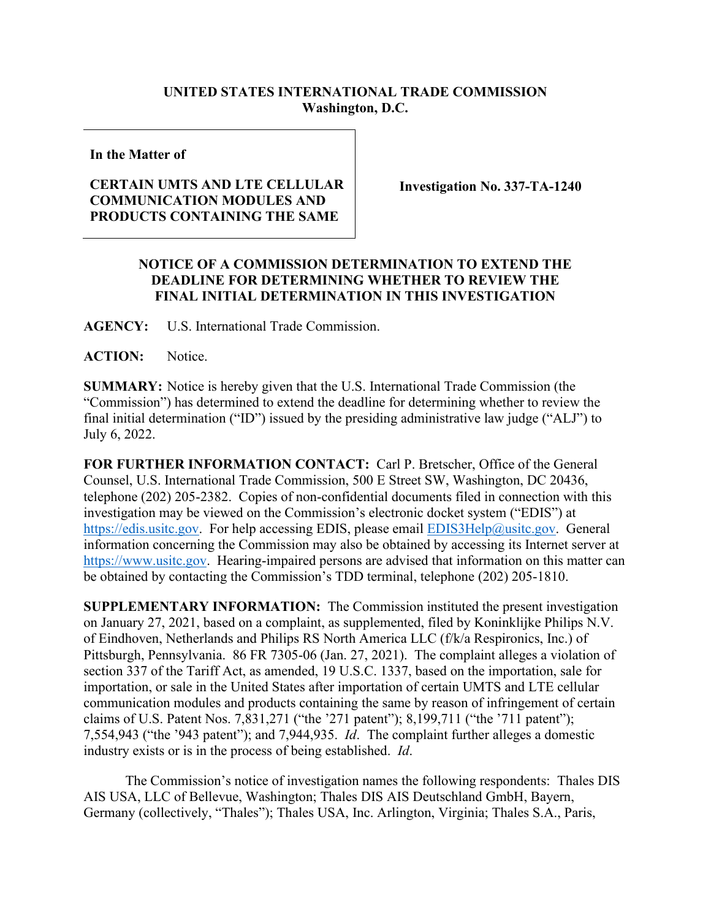**UNITED STATES INTERNATIONAL TRADE COMMISSION**
**Washington, D.C.**

| In the Matter of<br><br>**CERTAIN UMTS AND LTE CELLULAR COMMUNICATION MODULES AND PRODUCTS CONTAINING THE SAME** | **Investigation No. 337-TA-1240** |
|---|---|

## NOTICE OF A COMMISSION DETERMINATION TO EXTEND THE DEADLINE FOR DETERMINING WHETHER TO REVIEW THE FINAL INITIAL DETERMINATION IN THIS INVESTIGATION

**AGENCY:** U.S. International Trade Commission.

**ACTION:** Notice.

**SUMMARY:** Notice is hereby given that the U.S. International Trade Commission (the "Commission") has determined to extend the deadline for determining whether to review the final initial determination ("ID") issued by the presiding administrative law judge ("ALJ") to July 6, 2022.

**FOR FURTHER INFORMATION CONTACT:** Carl P. Bretscher, Office of the General Counsel, U.S. International Trade Commission, 500 E Street SW, Washington, DC 20436, telephone (202) 205-2382. Copies of non-confidential documents filed in connection with this investigation may be viewed on the Commission's electronic docket system ("EDIS") at https://edis.usitc.gov. For help accessing EDIS, please email EDIS3Help@usitc.gov. General information concerning the Commission may also be obtained by accessing its Internet server at https://www.usitc.gov. Hearing-impaired persons are advised that information on this matter can be obtained by contacting the Commission's TDD terminal, telephone (202) 205-1810.

**SUPPLEMENTARY INFORMATION:** The Commission instituted the present investigation on January 27, 2021, based on a complaint, as supplemented, filed by Koninklijke Philips N.V. of Eindhoven, Netherlands and Philips RS North America LLC (f/k/a Respironics, Inc.) of Pittsburgh, Pennsylvania. 86 FR 7305-06 (Jan. 27, 2021). The complaint alleges a violation of section 337 of the Tariff Act, as amended, 19 U.S.C. 1337, based on the importation, sale for importation, or sale in the United States after importation of certain UMTS and LTE cellular communication modules and products containing the same by reason of infringement of certain claims of U.S. Patent Nos. 7,831,271 ("the '271 patent"); 8,199,711 ("the '711 patent"); 7,554,943 ("the '943 patent"); and 7,944,935. *Id*. The complaint further alleges a domestic industry exists or is in the process of being established. *Id*.

The Commission's notice of investigation names the following respondents: Thales DIS AIS USA, LLC of Bellevue, Washington; Thales DIS AIS Deutschland GmbH, Bayern, Germany (collectively, "Thales"); Thales USA, Inc. Arlington, Virginia; Thales S.A., Paris,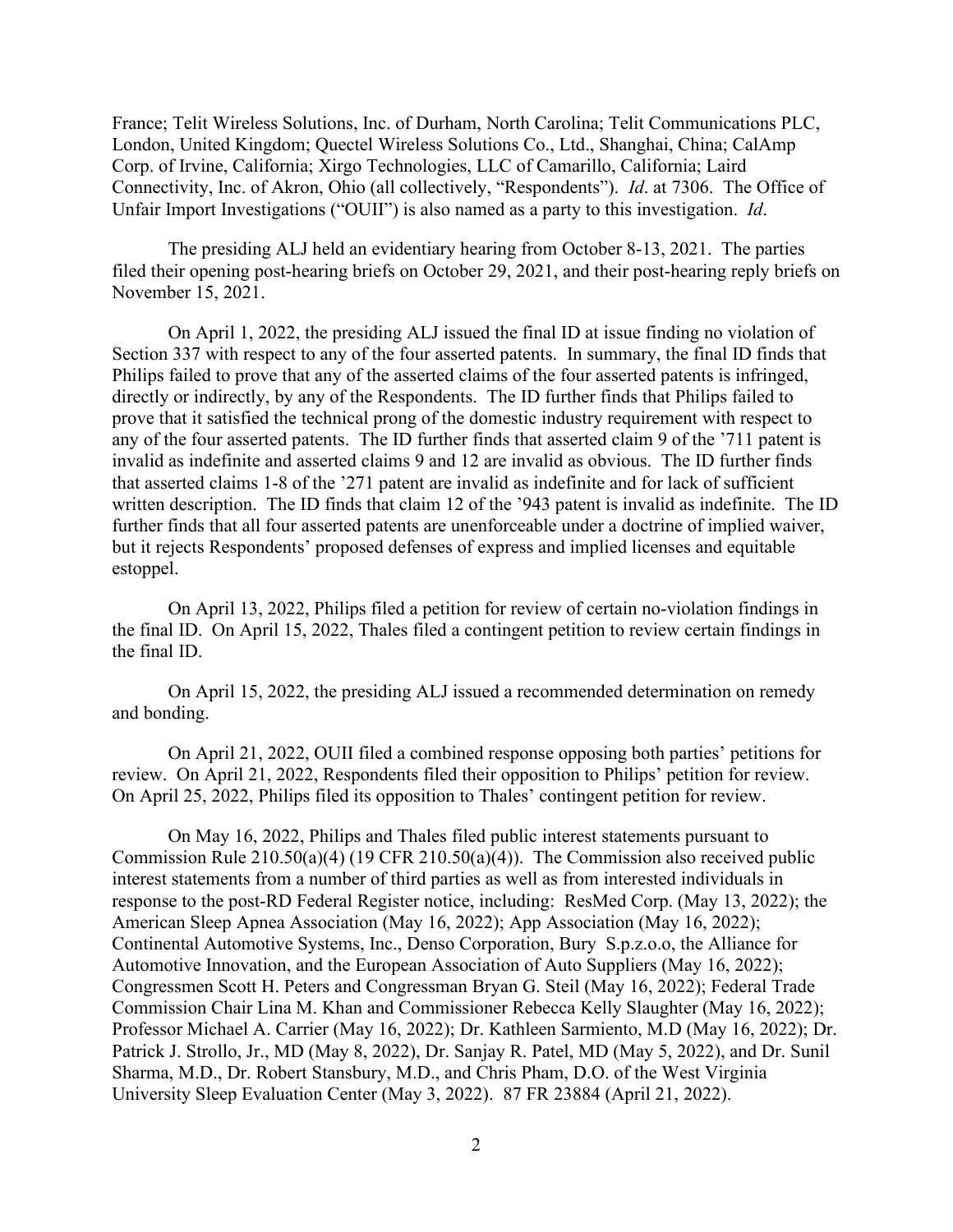France; Telit Wireless Solutions, Inc. of Durham, North Carolina; Telit Communications PLC, London, United Kingdom; Quectel Wireless Solutions Co., Ltd., Shanghai, China; CalAmp Corp. of Irvine, California; Xirgo Technologies, LLC of Camarillo, California; Laird Connectivity, Inc. of Akron, Ohio (all collectively, "Respondents"). *Id*. at 7306. The Office of Unfair Import Investigations ("OUII") is also named as a party to this investigation. *Id*.

The presiding ALJ held an evidentiary hearing from October 8-13, 2021. The parties filed their opening post-hearing briefs on October 29, 2021, and their post-hearing reply briefs on November 15, 2021.

On April 1, 2022, the presiding ALJ issued the final ID at issue finding no violation of Section 337 with respect to any of the four asserted patents. In summary, the final ID finds that Philips failed to prove that any of the asserted claims of the four asserted patents is infringed, directly or indirectly, by any of the Respondents. The ID further finds that Philips failed to prove that it satisfied the technical prong of the domestic industry requirement with respect to any of the four asserted patents. The ID further finds that asserted claim 9 of the '711 patent is invalid as indefinite and asserted claims 9 and 12 are invalid as obvious. The ID further finds that asserted claims 1-8 of the '271 patent are invalid as indefinite and for lack of sufficient written description. The ID finds that claim 12 of the '943 patent is invalid as indefinite. The ID further finds that all four asserted patents are unenforceable under a doctrine of implied waiver, but it rejects Respondents' proposed defenses of express and implied licenses and equitable estoppel.

On April 13, 2022, Philips filed a petition for review of certain no-violation findings in the final ID. On April 15, 2022, Thales filed a contingent petition to review certain findings in the final ID.

On April 15, 2022, the presiding ALJ issued a recommended determination on remedy and bonding.

On April 21, 2022, OUII filed a combined response opposing both parties' petitions for review. On April 21, 2022, Respondents filed their opposition to Philips' petition for review. On April 25, 2022, Philips filed its opposition to Thales' contingent petition for review.

On May 16, 2022, Philips and Thales filed public interest statements pursuant to Commission Rule 210.50(a)(4) (19 CFR 210.50(a)(4)). The Commission also received public interest statements from a number of third parties as well as from interested individuals in response to the post-RD Federal Register notice, including: ResMed Corp. (May 13, 2022); the American Sleep Apnea Association (May 16, 2022); App Association (May 16, 2022); Continental Automotive Systems, Inc., Denso Corporation, Bury S.p.z.o.o, the Alliance for Automotive Innovation, and the European Association of Auto Suppliers (May 16, 2022); Congressmen Scott H. Peters and Congressman Bryan G. Steil (May 16, 2022); Federal Trade Commission Chair Lina M. Khan and Commissioner Rebecca Kelly Slaughter (May 16, 2022); Professor Michael A. Carrier (May 16, 2022); Dr. Kathleen Sarmiento, M.D (May 16, 2022); Dr. Patrick J. Strollo, Jr., MD (May 8, 2022), Dr. Sanjay R. Patel, MD (May 5, 2022), and Dr. Sunil Sharma, M.D., Dr. Robert Stansbury, M.D., and Chris Pham, D.O. of the West Virginia University Sleep Evaluation Center (May 3, 2022). 87 FR 23884 (April 21, 2022).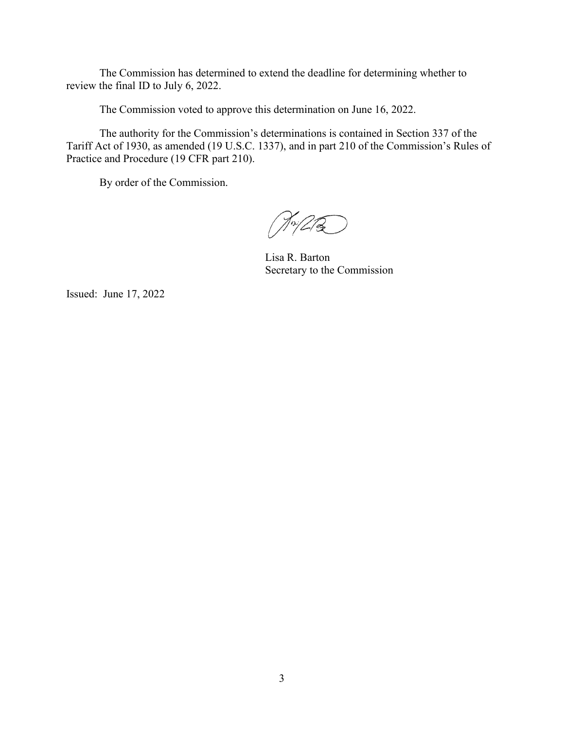The Commission has determined to extend the deadline for determining whether to review the final ID to July 6, 2022.

The Commission voted to approve this determination on June 16, 2022.

The authority for the Commission's determinations is contained in Section 337 of the Tariff Act of 1930, as amended (19 U.S.C. 1337), and in part 210 of the Commission's Rules of Practice and Procedure (19 CFR part 210).

By order of the Commission.

Lisa R. Barton
Secretary to the Commission

Issued: June 17, 2022